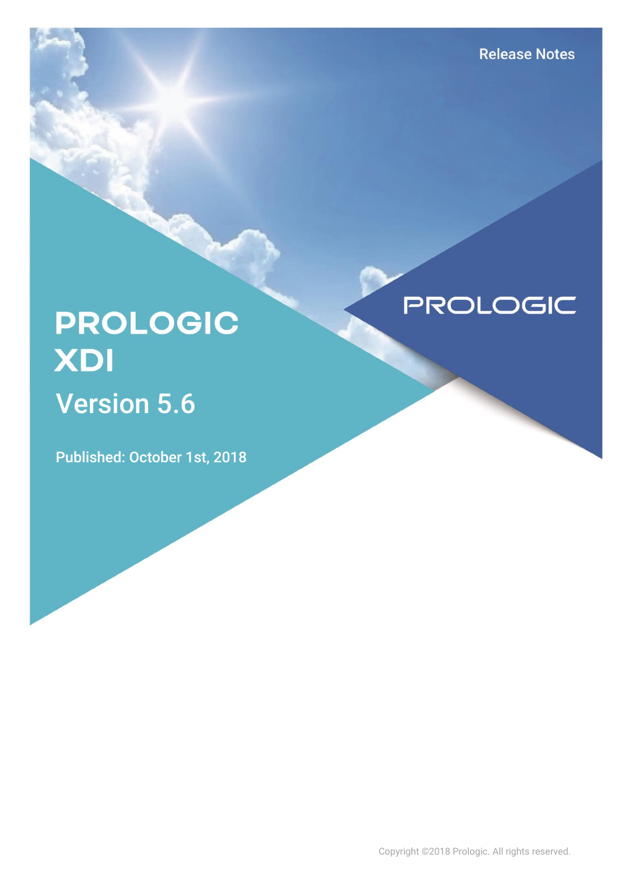Release Notes

# PROLOGIC XDI

## Version 5.6

Published: October 1st, 2018

PROLOGIC

Copyright ©2018 Prologic. All rights reserved.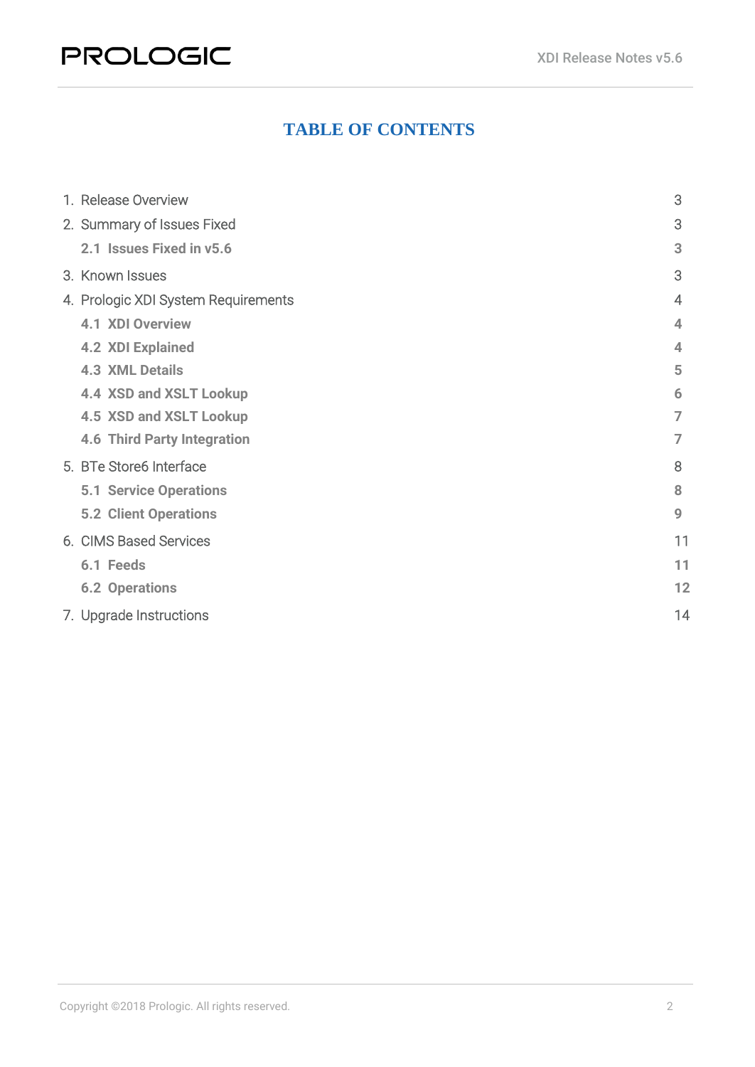# TABLE OF CONTENTS

1. Release Overview 3
2. Summary of Issues Fixed 3
   - **2.1 Issues Fixed in v5.6** 3
3. Known Issues 3
4. Prologic XDI System Requirements 4
   - **4.1 XDI Overview** 4
   - **4.2 XDI Explained** 4
   - **4.3 XML Details** 5
   - **4.4 XSD and XSLT Lookup** 6
   - **4.5 XSD and XSLT Lookup** 7
   - **4.6 Third Party Integration** 7
5. BTe Store6 Interface 8
   - **5.1 Service Operations** 8
   - **5.2 Client Operations** 9
6. CIMS Based Services 11
   - **6.1 Feeds** 11
   - **6.2 Operations** 12
7. Upgrade Instructions 14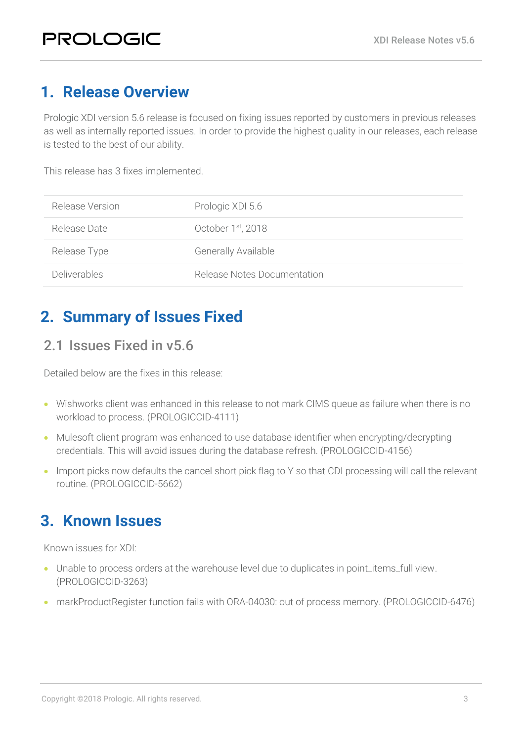# 1. Release Overview

Prologic XDI version 5.6 release is focused on fixing issues reported by customers in previous releases as well as internally reported issues. In order to provide the highest quality in our releases, each release is tested to the best of our ability.

This release has 3 fixes implemented.

| | |
|---|---|
| Release Version | Prologic XDI 5.6 |
| Release Date | October 1st, 2018 |
| Release Type | Generally Available |
| Deliverables | Release Notes Documentation |

# 2. Summary of Issues Fixed

## 2.1 Issues Fixed in v5.6

Detailed below are the fixes in this release:

- Wishworks client was enhanced in this release to not mark CIMS queue as failure when there is no workload to process. (PROLOGICCID-4111)
- Mulesoft client program was enhanced to use database identifier when encrypting/decrypting credentials. This will avoid issues during the database refresh. (PROLOGICCID-4156)
- Import picks now defaults the cancel short pick flag to Y so that CDI processing will call the relevant routine. (PROLOGICCID-5662)

# 3. Known Issues

Known issues for XDI:

- Unable to process orders at the warehouse level due to duplicates in point_items_full view. (PROLOGICCID-3263)
- markProductRegister function fails with ORA-04030: out of process memory. (PROLOGICCID-6476)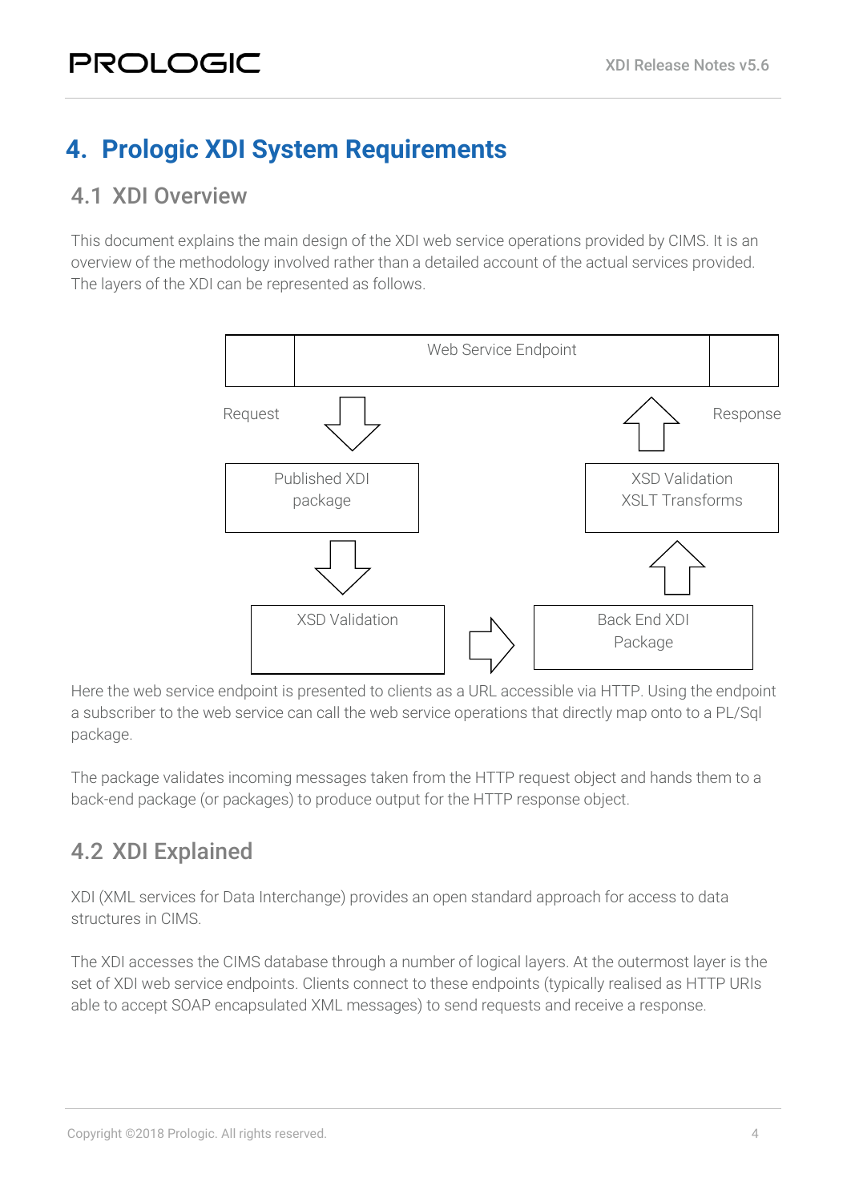# 4. Prologic XDI System Requirements

## 4.1 XDI Overview

This document explains the main design of the XDI web service operations provided by CIMS. It is an overview of the methodology involved rather than a detailed account of the actual services provided. The layers of the XDI can be represented as follows.

Web Service Endpoint

Request

Response

Published XDI package

XSD Validation XSLT Transforms

XSD Validation

Back End XDI Package

Here the web service endpoint is presented to clients as a URL accessible via HTTP. Using the endpoint a subscriber to the web service can call the web service operations that directly map onto to a PL/Sql package.

The package validates incoming messages taken from the HTTP request object and hands them to a back-end package (or packages) to produce output for the HTTP response object.

## 4.2 XDI Explained

XDI (XML services for Data Interchange) provides an open standard approach for access to data structures in CIMS.

The XDI accesses the CIMS database through a number of logical layers. At the outermost layer is the set of XDI web service endpoints. Clients connect to these endpoints (typically realised as HTTP URIs able to accept SOAP encapsulated XML messages) to send requests and receive a response.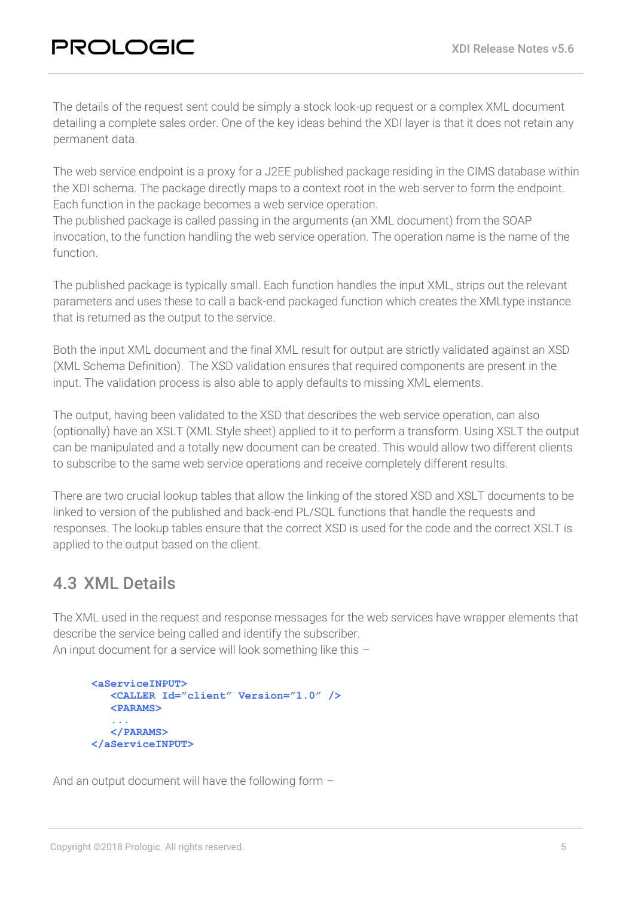The details of the request sent could be simply a stock look-up request or a complex XML document detailing a complete sales order. One of the key ideas behind the XDI layer is that it does not retain any permanent data.

The web service endpoint is a proxy for a J2EE published package residing in the CIMS database within the XDI schema. The package directly maps to a context root in the web server to form the endpoint. Each function in the package becomes a web service operation.
The published package is called passing in the arguments (an XML document) from the SOAP invocation, to the function handling the web service operation. The operation name is the name of the function.

The published package is typically small. Each function handles the input XML, strips out the relevant parameters and uses these to call a back-end packaged function which creates the XMLtype instance that is returned as the output to the service.

Both the input XML document and the final XML result for output are strictly validated against an XSD (XML Schema Definition). The XSD validation ensures that required components are present in the input. The validation process is also able to apply defaults to missing XML elements.

The output, having been validated to the XSD that describes the web service operation, can also (optionally) have an XSLT (XML Style sheet) applied to it to perform a transform. Using XSLT the output can be manipulated and a totally new document can be created. This would allow two different clients to subscribe to the same web service operations and receive completely different results.

There are two crucial lookup tables that allow the linking of the stored XSD and XSLT documents to be linked to version of the published and back-end PL/SQL functions that handle the requests and responses. The lookup tables ensure that the correct XSD is used for the code and the correct XSLT is applied to the output based on the client.

## 4.3 XML Details

The XML used in the request and response messages for the web services have wrapper elements that describe the service being called and identify the subscriber.
An input document for a service will look something like this –

```
<aServiceINPUT>
   <CALLER Id="client" Version="1.0" />
   <PARAMS>
   ...
   </PARAMS>
</aServiceINPUT>
```

And an output document will have the following form –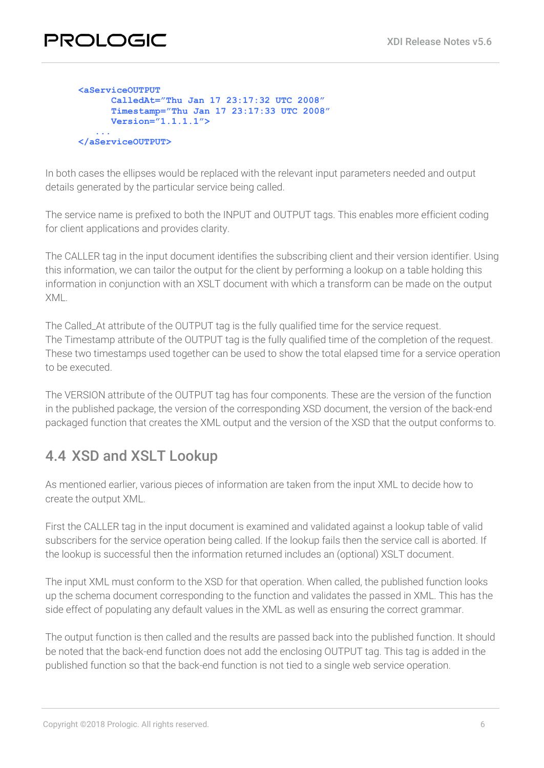```
<aServiceOUTPUT
      CalledAt="Thu Jan 17 23:17:32 UTC 2008"
      Timestamp="Thu Jan 17 23:17:33 UTC 2008"
      Version="1.1.1.1">
   ...
</aServiceOUTPUT>
```

In both cases the ellipses would be replaced with the relevant input parameters needed and output details generated by the particular service being called.

The service name is prefixed to both the INPUT and OUTPUT tags. This enables more efficient coding for client applications and provides clarity.

The CALLER tag in the input document identifies the subscribing client and their version identifier. Using this information, we can tailor the output for the client by performing a lookup on a table holding this information in conjunction with an XSLT document with which a transform can be made on the output XML.

The Called_At attribute of the OUTPUT tag is the fully qualified time for the service request.
The Timestamp attribute of the OUTPUT tag is the fully qualified time of the completion of the request.
These two timestamps used together can be used to show the total elapsed time for a service operation to be executed.

The VERSION attribute of the OUTPUT tag has four components. These are the version of the function in the published package, the version of the corresponding XSD document, the version of the back-end packaged function that creates the XML output and the version of the XSD that the output conforms to.

## 4.4 XSD and XSLT Lookup

As mentioned earlier, various pieces of information are taken from the input XML to decide how to create the output XML.

First the CALLER tag in the input document is examined and validated against a lookup table of valid subscribers for the service operation being called. If the lookup fails then the service call is aborted. If the lookup is successful then the information returned includes an (optional) XSLT document.

The input XML must conform to the XSD for that operation. When called, the published function looks up the schema document corresponding to the function and validates the passed in XML. This has the side effect of populating any default values in the XML as well as ensuring the correct grammar.

The output function is then called and the results are passed back into the published function. It should be noted that the back-end function does not add the enclosing OUTPUT tag. This tag is added in the published function so that the back-end function is not tied to a single web service operation.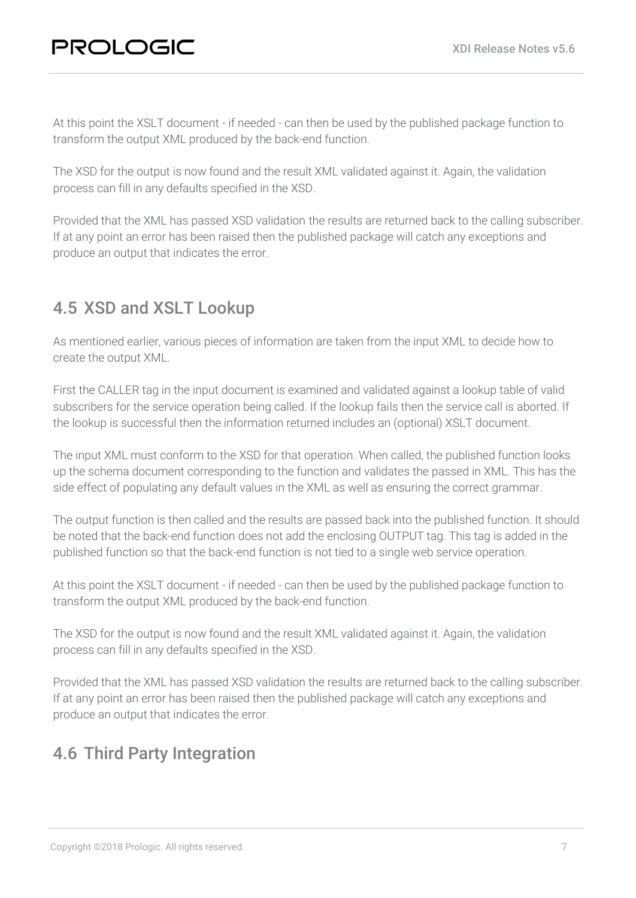At this point the XSLT document - if needed - can then be used by the published package function to transform the output XML produced by the back-end function.

The XSD for the output is now found and the result XML validated against it. Again, the validation process can fill in any defaults specified in the XSD.

Provided that the XML has passed XSD validation the results are returned back to the calling subscriber. If at any point an error has been raised then the published package will catch any exceptions and produce an output that indicates the error.

## 4.5 XSD and XSLT Lookup

As mentioned earlier, various pieces of information are taken from the input XML to decide how to create the output XML.

First the CALLER tag in the input document is examined and validated against a lookup table of valid subscribers for the service operation being called. If the lookup fails then the service call is aborted. If the lookup is successful then the information returned includes an (optional) XSLT document.

The input XML must conform to the XSD for that operation. When called, the published function looks up the schema document corresponding to the function and validates the passed in XML. This has the side effect of populating any default values in the XML as well as ensuring the correct grammar.

The output function is then called and the results are passed back into the published function. It should be noted that the back-end function does not add the enclosing OUTPUT tag. This tag is added in the published function so that the back-end function is not tied to a single web service operation.

At this point the XSLT document - if needed - can then be used by the published package function to transform the output XML produced by the back-end function.

The XSD for the output is now found and the result XML validated against it. Again, the validation process can fill in any defaults specified in the XSD.

Provided that the XML has passed XSD validation the results are returned back to the calling subscriber. If at any point an error has been raised then the published package will catch any exceptions and produce an output that indicates the error.

## 4.6 Third Party Integration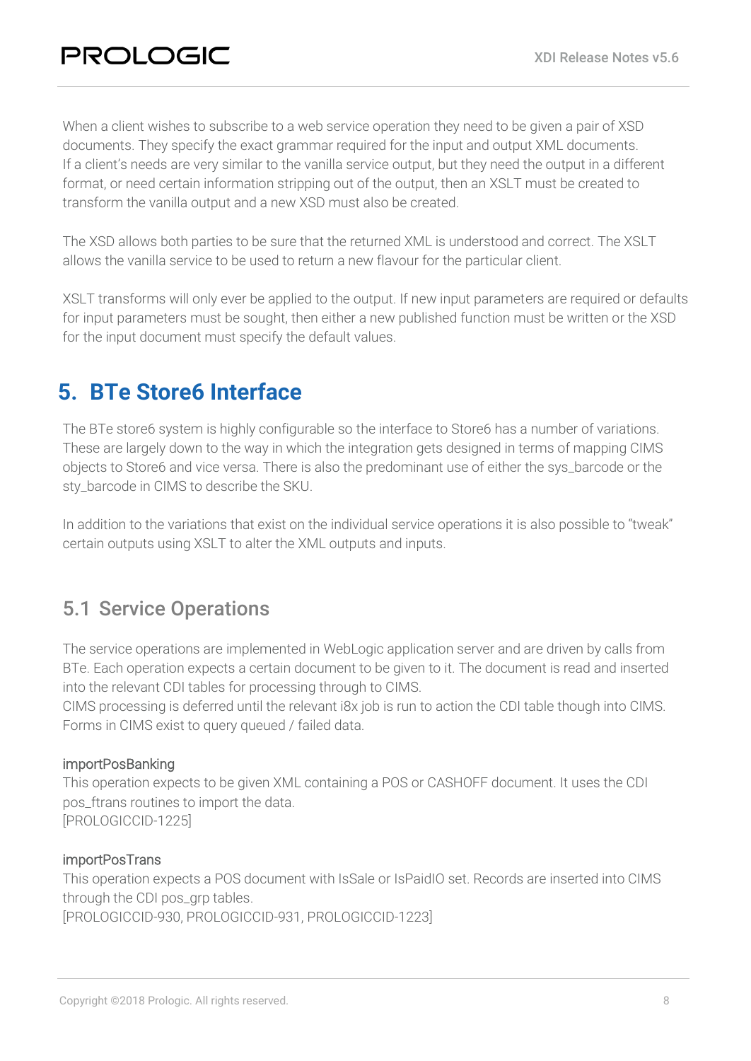When a client wishes to subscribe to a web service operation they need to be given a pair of XSD documents. They specify the exact grammar required for the input and output XML documents.
If a client's needs are very similar to the vanilla service output, but they need the output in a different format, or need certain information stripping out of the output, then an XSLT must be created to transform the vanilla output and a new XSD must also be created.

The XSD allows both parties to be sure that the returned XML is understood and correct. The XSLT allows the vanilla service to be used to return a new flavour for the particular client.

XSLT transforms will only ever be applied to the output. If new input parameters are required or defaults for input parameters must be sought, then either a new published function must be written or the XSD for the input document must specify the default values.

# 5. BTe Store6 Interface

The BTe store6 system is highly configurable so the interface to Store6 has a number of variations. These are largely down to the way in which the integration gets designed in terms of mapping CIMS objects to Store6 and vice versa. There is also the predominant use of either the sys_barcode or the sty_barcode in CIMS to describe the SKU.

In addition to the variations that exist on the individual service operations it is also possible to "tweak" certain outputs using XSLT to alter the XML outputs and inputs.

## 5.1 Service Operations

The service operations are implemented in WebLogic application server and are driven by calls from BTe. Each operation expects a certain document to be given to it. The document is read and inserted into the relevant CDI tables for processing through to CIMS.
CIMS processing is deferred until the relevant i8x job is run to action the CDI table though into CIMS. Forms in CIMS exist to query queued / failed data.

#### importPosBanking

This operation expects to be given XML containing a POS or CASHOFF document. It uses the CDI pos_ftrans routines to import the data.
[PROLOGICCID-1225]

#### importPosTrans

This operation expects a POS document with IsSale or IsPaidIO set. Records are inserted into CIMS through the CDI pos_grp tables.
[PROLOGICCID-930, PROLOGICCID-931, PROLOGICCID-1223]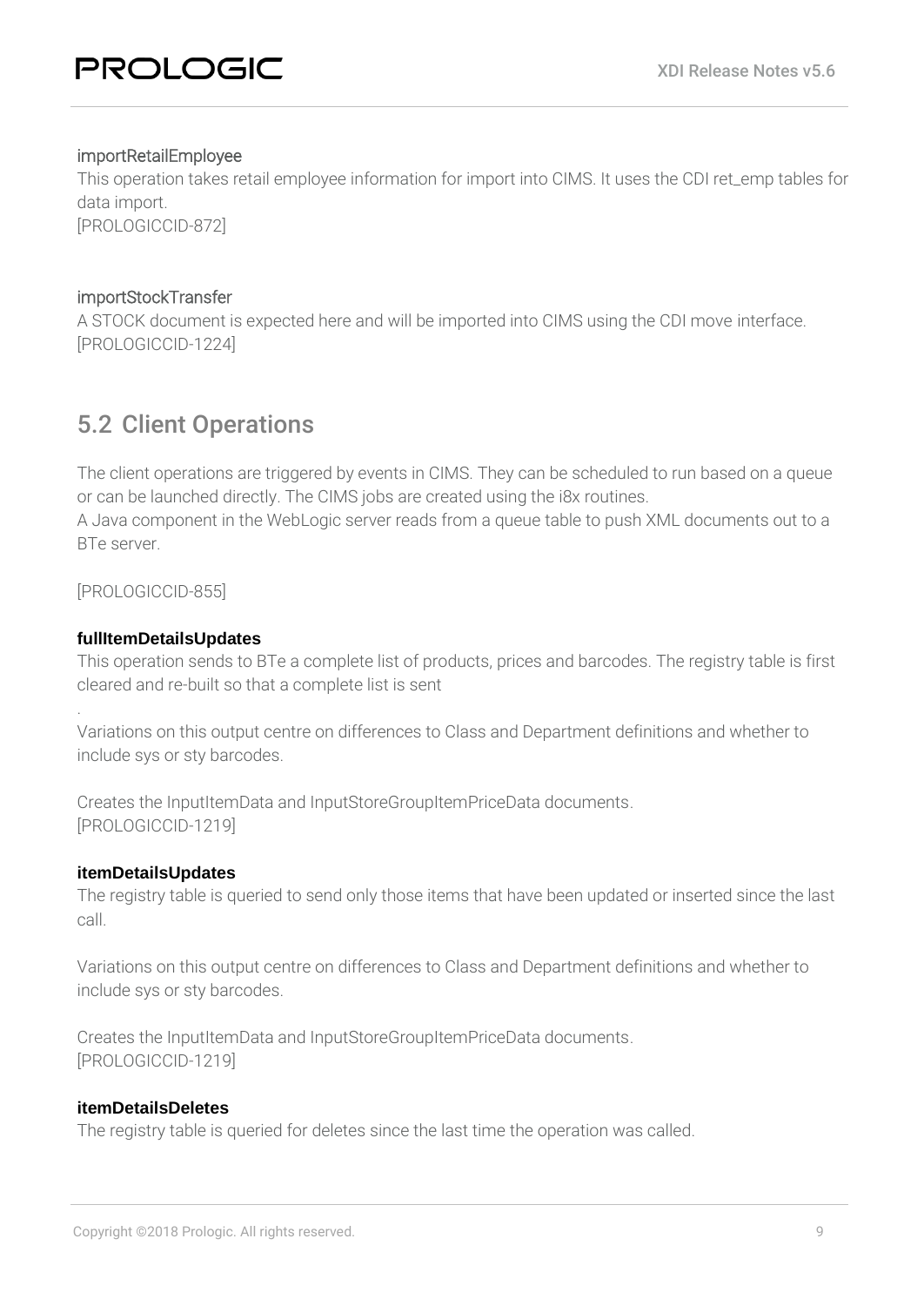importRetailEmployee

This operation takes retail employee information for import into CIMS. It uses the CDI ret_emp tables for data import.
[PROLOGICCID-872]

importStockTransfer

A STOCK document is expected here and will be imported into CIMS using the CDI move interface.
[PROLOGICCID-1224]

## 5.2 Client Operations

The client operations are triggered by events in CIMS. They can be scheduled to run based on a queue or can be launched directly. The CIMS jobs are created using the i8x routines.
A Java component in the WebLogic server reads from a queue table to push XML documents out to a BTe server.

[PROLOGICCID-855]

**fullItemDetailsUpdates**

This operation sends to BTe a complete list of products, prices and barcodes. The registry table is first cleared and re-built so that a complete list is sent

.

Variations on this output centre on differences to Class and Department definitions and whether to include sys or sty barcodes.

Creates the InputItemData and InputStoreGroupItemPriceData documents.
[PROLOGICCID-1219]

**itemDetailsUpdates**

The registry table is queried to send only those items that have been updated or inserted since the last call.

Variations on this output centre on differences to Class and Department definitions and whether to include sys or sty barcodes.

Creates the InputItemData and InputStoreGroupItemPriceData documents.
[PROLOGICCID-1219]

**itemDetailsDeletes**

The registry table is queried for deletes since the last time the operation was called.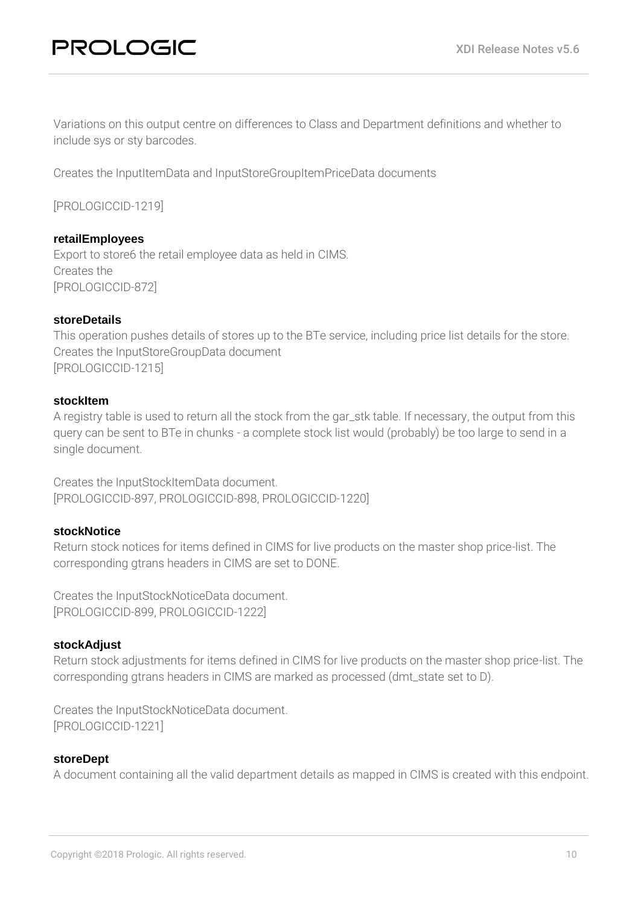Variations on this output centre on differences to Class and Department definitions and whether to include sys or sty barcodes.

Creates the InputItemData and InputStoreGroupItemPriceData documents

[PROLOGICCID-1219]

**retailEmployees**

Export to store6 the retail employee data as held in CIMS.
Creates the
[PROLOGICCID-872]

**storeDetails**

This operation pushes details of stores up to the BTe service, including price list details for the store.
Creates the InputStoreGroupData document
[PROLOGICCID-1215]

**stockItem**

A registry table is used to return all the stock from the gar_stk table. If necessary, the output from this query can be sent to BTe in chunks - a complete stock list would (probably) be too large to send in a single document.

Creates the InputStockItemData document.
[PROLOGICCID-897, PROLOGICCID-898, PROLOGICCID-1220]

**stockNotice**

Return stock notices for items defined in CIMS for live products on the master shop price-list. The corresponding gtrans headers in CIMS are set to DONE.

Creates the InputStockNoticeData document.
[PROLOGICCID-899, PROLOGICCID-1222]

**stockAdjust**

Return stock adjustments for items defined in CIMS for live products on the master shop price-list. The corresponding gtrans headers in CIMS are marked as processed (dmt_state set to D).

Creates the InputStockNoticeData document.
[PROLOGICCID-1221]

**storeDept**

A document containing all the valid department details as mapped in CIMS is created with this endpoint.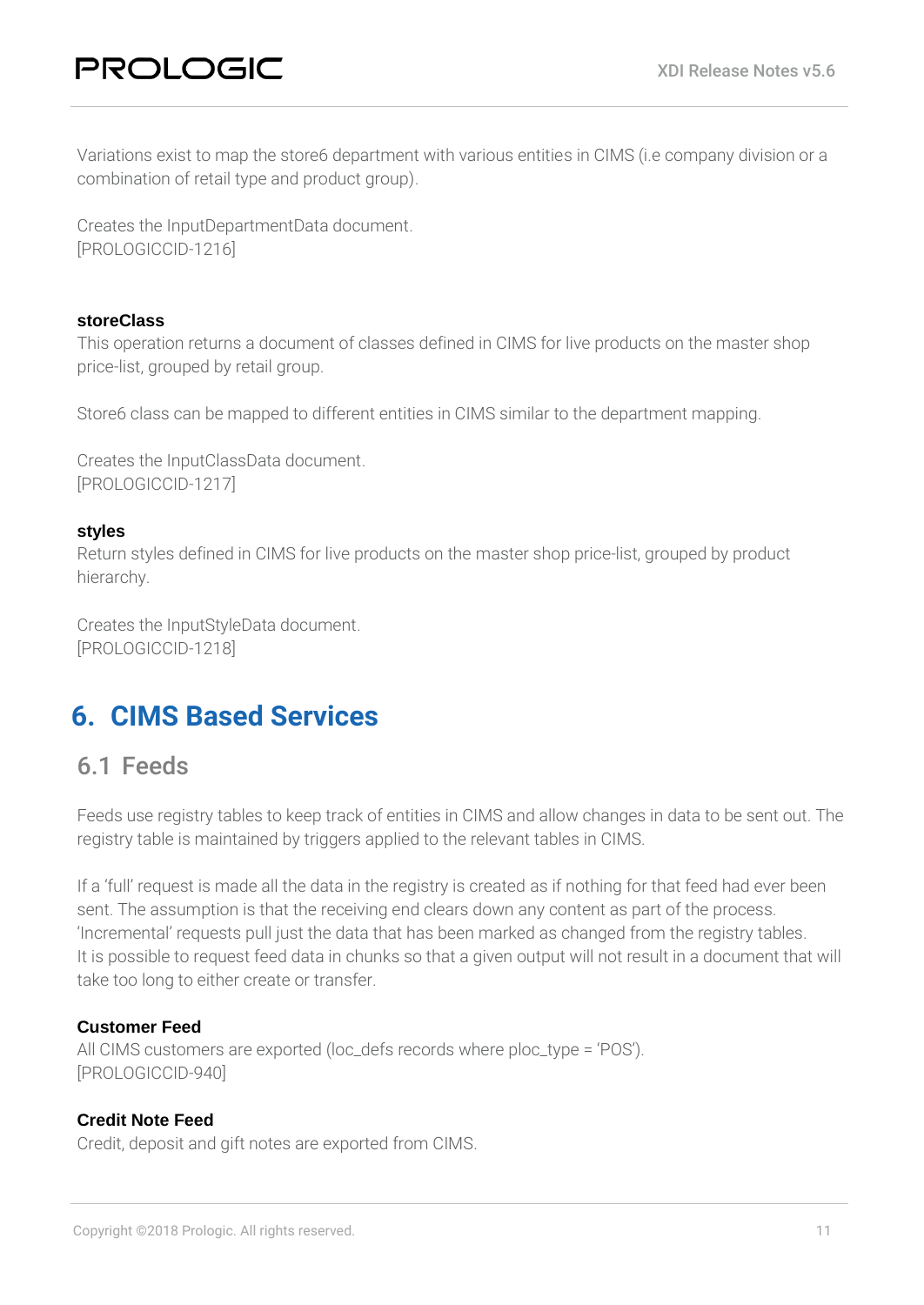Variations exist to map the store6 department with various entities in CIMS (i.e company division or a combination of retail type and product group).

Creates the InputDepartmentData document.
[PROLOGICCID-1216]

**storeClass**
This operation returns a document of classes defined in CIMS for live products on the master shop price-list, grouped by retail group.

Store6 class can be mapped to different entities in CIMS similar to the department mapping.

Creates the InputClassData document.
[PROLOGICCID-1217]

**styles**
Return styles defined in CIMS for live products on the master shop price-list, grouped by product hierarchy.

Creates the InputStyleData document.
[PROLOGICCID-1218]

# 6. CIMS Based Services

## 6.1 Feeds

Feeds use registry tables to keep track of entities in CIMS and allow changes in data to be sent out. The registry table is maintained by triggers applied to the relevant tables in CIMS.

If a 'full' request is made all the data in the registry is created as if nothing for that feed had ever been sent. The assumption is that the receiving end clears down any content as part of the process. 'Incremental' requests pull just the data that has been marked as changed from the registry tables. It is possible to request feed data in chunks so that a given output will not result in a document that will take too long to either create or transfer.

**Customer Feed**
All CIMS customers are exported (loc_defs records where ploc_type = 'POS').
[PROLOGICCID-940]

**Credit Note Feed**
Credit, deposit and gift notes are exported from CIMS.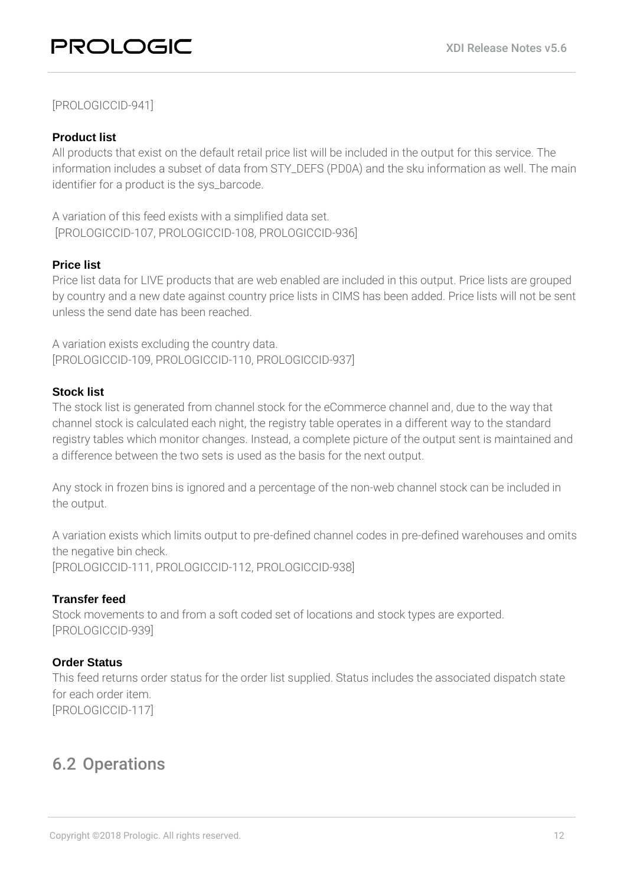[PROLOGICCID-941]

**Product list**
All products that exist on the default retail price list will be included in the output for this service. The information includes a subset of data from STY_DEFS (PD0A) and the sku information as well. The main identifier for a product is the sys_barcode.

A variation of this feed exists with a simplified data set.
[PROLOGICCID-107, PROLOGICCID-108, PROLOGICCID-936]

**Price list**
Price list data for LIVE products that are web enabled are included in this output. Price lists are grouped by country and a new date against country price lists in CIMS has been added. Price lists will not be sent unless the send date has been reached.

A variation exists excluding the country data.
[PROLOGICCID-109, PROLOGICCID-110, PROLOGICCID-937]

**Stock list**
The stock list is generated from channel stock for the eCommerce channel and, due to the way that channel stock is calculated each night, the registry table operates in a different way to the standard registry tables which monitor changes. Instead, a complete picture of the output sent is maintained and a difference between the two sets is used as the basis for the next output.

Any stock in frozen bins is ignored and a percentage of the non-web channel stock can be included in the output.

A variation exists which limits output to pre-defined channel codes in pre-defined warehouses and omits the negative bin check.
[PROLOGICCID-111, PROLOGICCID-112, PROLOGICCID-938]

**Transfer feed**
Stock movements to and from a soft coded set of locations and stock types are exported.
[PROLOGICCID-939]

**Order Status**
This feed returns order status for the order list supplied. Status includes the associated dispatch state for each order item.
[PROLOGICCID-117]

## 6.2 Operations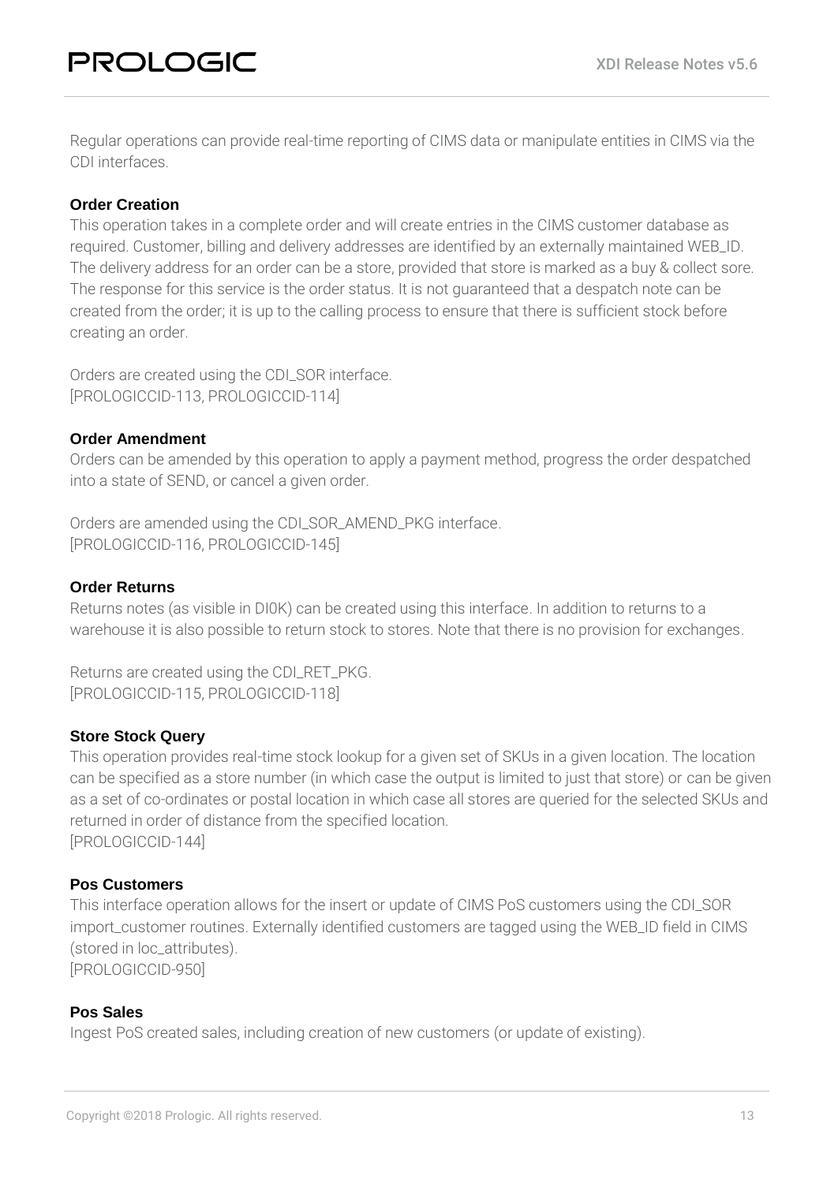Regular operations can provide real-time reporting of CIMS data or manipulate entities in CIMS via the CDI interfaces.

### Order Creation

This operation takes in a complete order and will create entries in the CIMS customer database as required. Customer, billing and delivery addresses are identified by an externally maintained WEB_ID. The delivery address for an order can be a store, provided that store is marked as a buy & collect sore. The response for this service is the order status. It is not guaranteed that a despatch note can be created from the order; it is up to the calling process to ensure that there is sufficient stock before creating an order.

Orders are created using the CDI_SOR interface.
[PROLOGICCID-113, PROLOGICCID-114]

### Order Amendment

Orders can be amended by this operation to apply a payment method, progress the order despatched into a state of SEND, or cancel a given order.

Orders are amended using the CDI_SOR_AMEND_PKG interface.
[PROLOGICCID-116, PROLOGICCID-145]

### Order Returns

Returns notes (as visible in DI0K) can be created using this interface. In addition to returns to a warehouse it is also possible to return stock to stores. Note that there is no provision for exchanges.

Returns are created using the CDI_RET_PKG.
[PROLOGICCID-115, PROLOGICCID-118]

### Store Stock Query

This operation provides real-time stock lookup for a given set of SKUs in a given location. The location can be specified as a store number (in which case the output is limited to just that store) or can be given as a set of co-ordinates or postal location in which case all stores are queried for the selected SKUs and returned in order of distance from the specified location.
[PROLOGICCID-144]

### Pos Customers

This interface operation allows for the insert or update of CIMS PoS customers using the CDI_SOR import_customer routines. Externally identified customers are tagged using the WEB_ID field in CIMS (stored in loc_attributes).
[PROLOGICCID-950]

### Pos Sales

Ingest PoS created sales, including creation of new customers (or update of existing).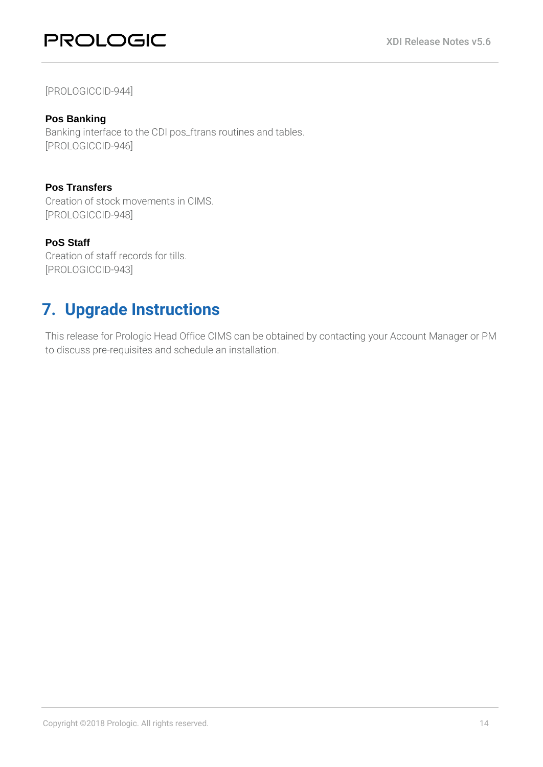[PROLOGICCID-944]

**Pos Banking**
Banking interface to the CDI pos_ftrans routines and tables.
[PROLOGICCID-946]

**Pos Transfers**
Creation of stock movements in CIMS.
[PROLOGICCID-948]

**PoS Staff**
Creation of staff records for tills.
[PROLOGICCID-943]

## 7. Upgrade Instructions

This release for Prologic Head Office CIMS can be obtained by contacting your Account Manager or PM to discuss pre-requisites and schedule an installation.

Copyright ©2018 Prologic. All rights reserved.